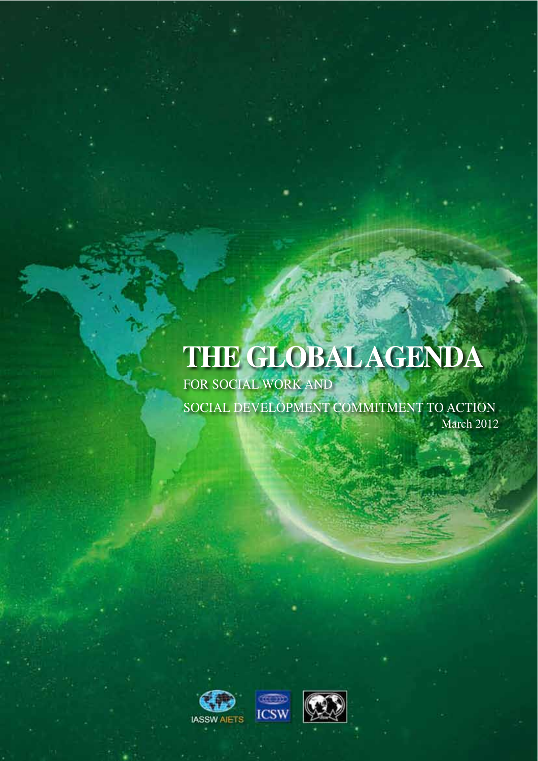# THE GLOBAL AGENDA

FOR SOCIAL WORK AND

SOCIAL DEVELOPMENT COMMITMENT TO ACTION

March 2012

IASSW AIETS ICSW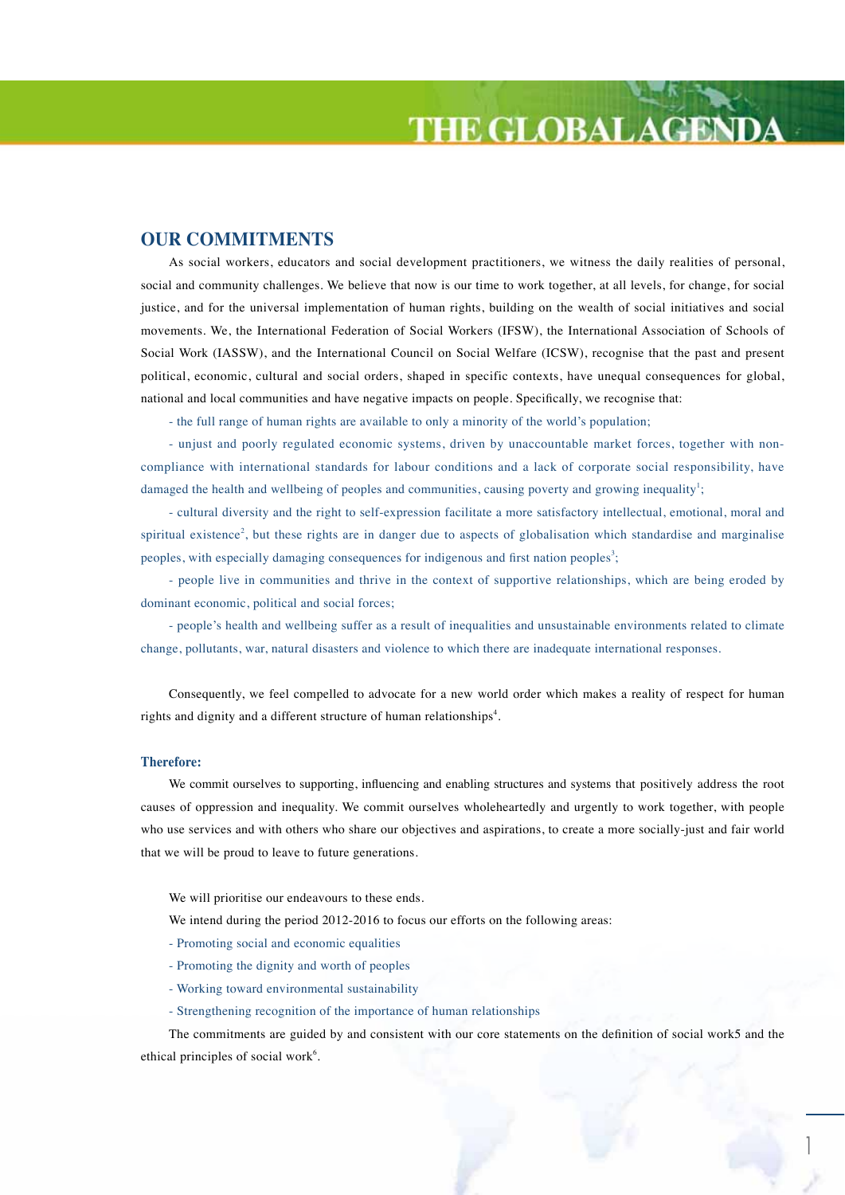## OUR COMMITMENTS

As social workers, educators and social development practitioners, we witness the daily realities of personal, social and community challenges. We believe that now is our time to work together, at all levels, for change, for social justice, and for the universal implementation of human rights, building on the wealth of social initiatives and social movements. We, the International Federation of Social Workers (IFSW), the International Association of Schools of Social Work (IASSW), and the International Council on Social Welfare (ICSW), recognise that the past and present political, economic, cultural and social orders, shaped in specific contexts, have unequal consequences for global, national and local communities and have negative impacts on people. Specifically, we recognise that:

- the full range of human rights are available to only a minority of the world's population;
- unjust and poorly regulated economic systems, driven by unaccountable market forces, together with non-compliance with international standards for labour conditions and a lack of corporate social responsibility, have damaged the health and wellbeing of peoples and communities, causing poverty and growing inequality[1];
- cultural diversity and the right to self-expression facilitate a more satisfactory intellectual, emotional, moral and spiritual existence[2], but these rights are in danger due to aspects of globalisation which standardise and marginalise peoples, with especially damaging consequences for indigenous and first nation peoples[3];
- people live in communities and thrive in the context of supportive relationships, which are being eroded by dominant economic, political and social forces;
- people's health and wellbeing suffer as a result of inequalities and unsustainable environments related to climate change, pollutants, war, natural disasters and violence to which there are inadequate international responses.

Consequently, we feel compelled to advocate for a new world order which makes a reality of respect for human rights and dignity and a different structure of human relationships[4].

### Therefore:

We commit ourselves to supporting, influencing and enabling structures and systems that positively address the root causes of oppression and inequality. We commit ourselves wholeheartedly and urgently to work together, with people who use services and with others who share our objectives and aspirations, to create a more socially-just and fair world that we will be proud to leave to future generations.

We will prioritise our endeavours to these ends.

We intend during the period 2012-2016 to focus our efforts on the following areas:

- Promoting social and economic equalities
- Promoting the dignity and worth of peoples
- Working toward environmental sustainability
- Strengthening recognition of the importance of human relationships

The commitments are guided by and consistent with our core statements on the definition of social work5 and the ethical principles of social work[6].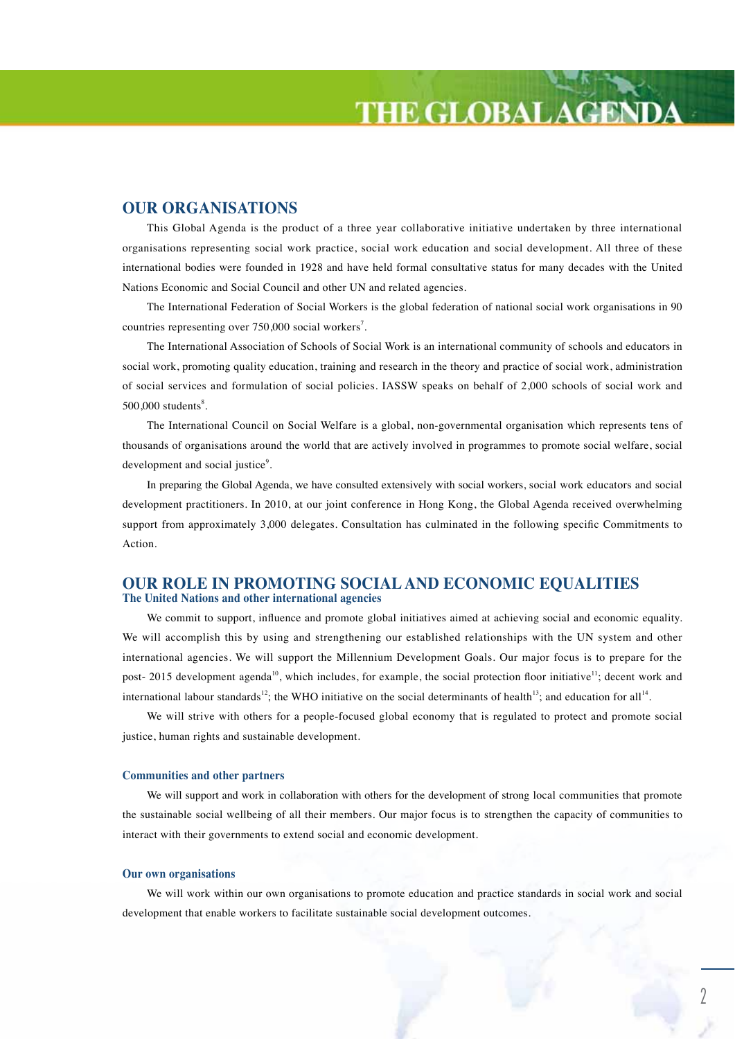## OUR ORGANISATIONS

This Global Agenda is the product of a three year collaborative initiative undertaken by three international organisations representing social work practice, social work education and social development. All three of these international bodies were founded in 1928 and have held formal consultative status for many decades with the United Nations Economic and Social Council and other UN and related agencies.

The International Federation of Social Workers is the global federation of national social work organisations in 90 countries representing over 750,000 social workers[7].

The International Association of Schools of Social Work is an international community of schools and educators in social work, promoting quality education, training and research in the theory and practice of social work, administration of social services and formulation of social policies. IASSW speaks on behalf of 2,000 schools of social work and 500,000 students[8].

The International Council on Social Welfare is a global, non-governmental organisation which represents tens of thousands of organisations around the world that are actively involved in programmes to promote social welfare, social development and social justice[9].

In preparing the Global Agenda, we have consulted extensively with social workers, social work educators and social development practitioners. In 2010, at our joint conference in Hong Kong, the Global Agenda received overwhelming support from approximately 3,000 delegates. Consultation has culminated in the following specific Commitments to Action.

## OUR ROLE IN PROMOTING SOCIAL AND ECONOMIC EQUALITIES

### The United Nations and other international agencies

We commit to support, influence and promote global initiatives aimed at achieving social and economic equality. We will accomplish this by using and strengthening our established relationships with the UN system and other international agencies. We will support the Millennium Development Goals. Our major focus is to prepare for the post- 2015 development agenda[10], which includes, for example, the social protection floor initiative[11]; decent work and international labour standards[12]; the WHO initiative on the social determinants of health[13]; and education for all[14].

We will strive with others for a people-focused global economy that is regulated to protect and promote social justice, human rights and sustainable development.

### Communities and other partners

We will support and work in collaboration with others for the development of strong local communities that promote the sustainable social wellbeing of all their members. Our major focus is to strengthen the capacity of communities to interact with their governments to extend social and economic development.

### Our own organisations

We will work within our own organisations to promote education and practice standards in social work and social development that enable workers to facilitate sustainable social development outcomes.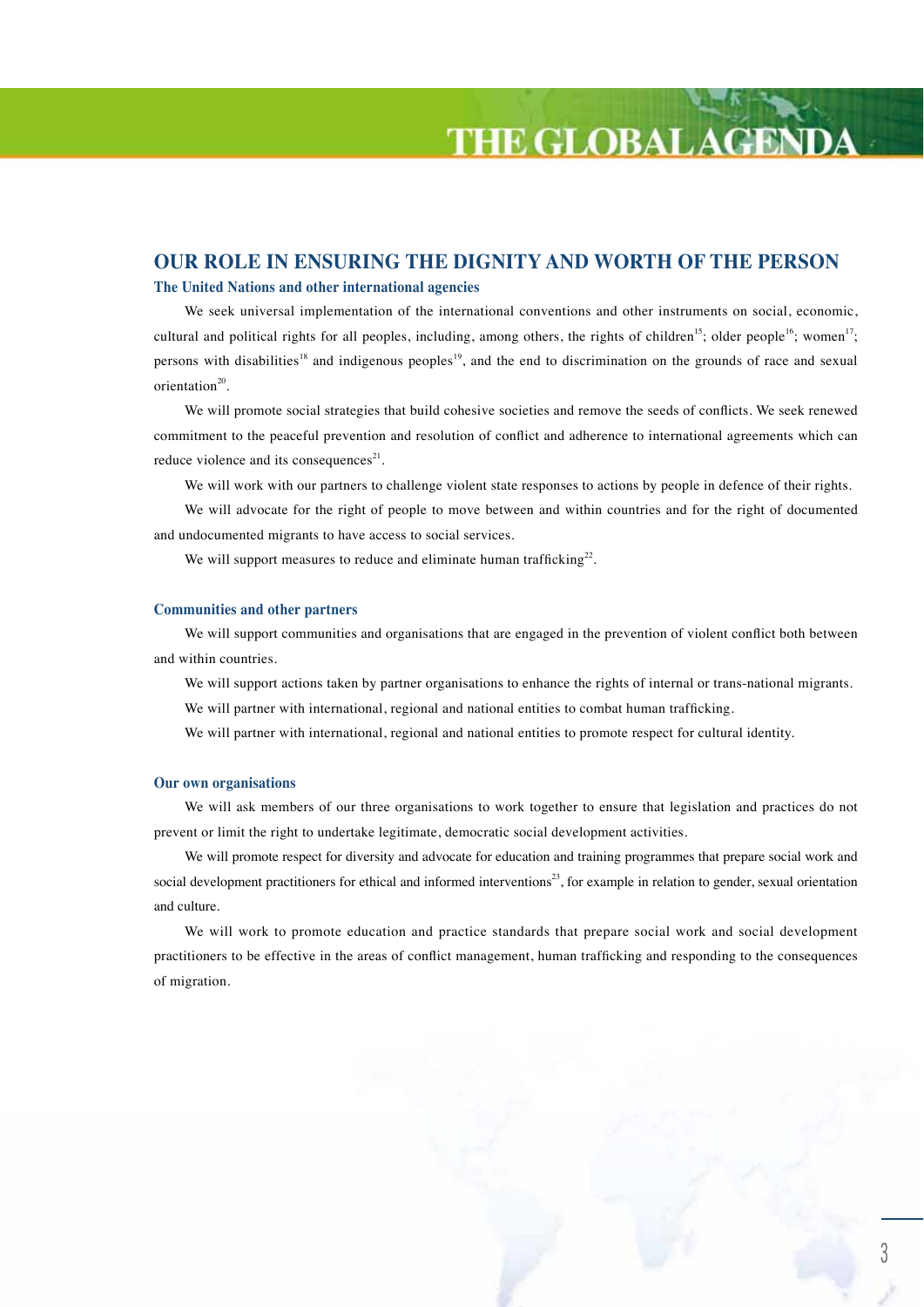## OUR ROLE IN ENSURING THE DIGNITY AND WORTH OF THE PERSON

### The United Nations and other international agencies

We seek universal implementation of the international conventions and other instruments on social, economic, cultural and political rights for all peoples, including, among others, the rights of children[15]; older people[16]; women[17]; persons with disabilities[18] and indigenous peoples[19], and the end to discrimination on the grounds of race and sexual orientation[20].

We will promote social strategies that build cohesive societies and remove the seeds of conflicts. We seek renewed commitment to the peaceful prevention and resolution of conflict and adherence to international agreements which can reduce violence and its consequences[21].

We will work with our partners to challenge violent state responses to actions by people in defence of their rights.

We will advocate for the right of people to move between and within countries and for the right of documented and undocumented migrants to have access to social services.

We will support measures to reduce and eliminate human trafficking[22].

### Communities and other partners

We will support communities and organisations that are engaged in the prevention of violent conflict both between and within countries.

We will support actions taken by partner organisations to enhance the rights of internal or trans-national migrants.

We will partner with international, regional and national entities to combat human trafficking.

We will partner with international, regional and national entities to promote respect for cultural identity.

### Our own organisations

We will ask members of our three organisations to work together to ensure that legislation and practices do not prevent or limit the right to undertake legitimate, democratic social development activities.

We will promote respect for diversity and advocate for education and training programmes that prepare social work and social development practitioners for ethical and informed interventions[23], for example in relation to gender, sexual orientation and culture.

We will work to promote education and practice standards that prepare social work and social development practitioners to be effective in the areas of conflict management, human trafficking and responding to the consequences of migration.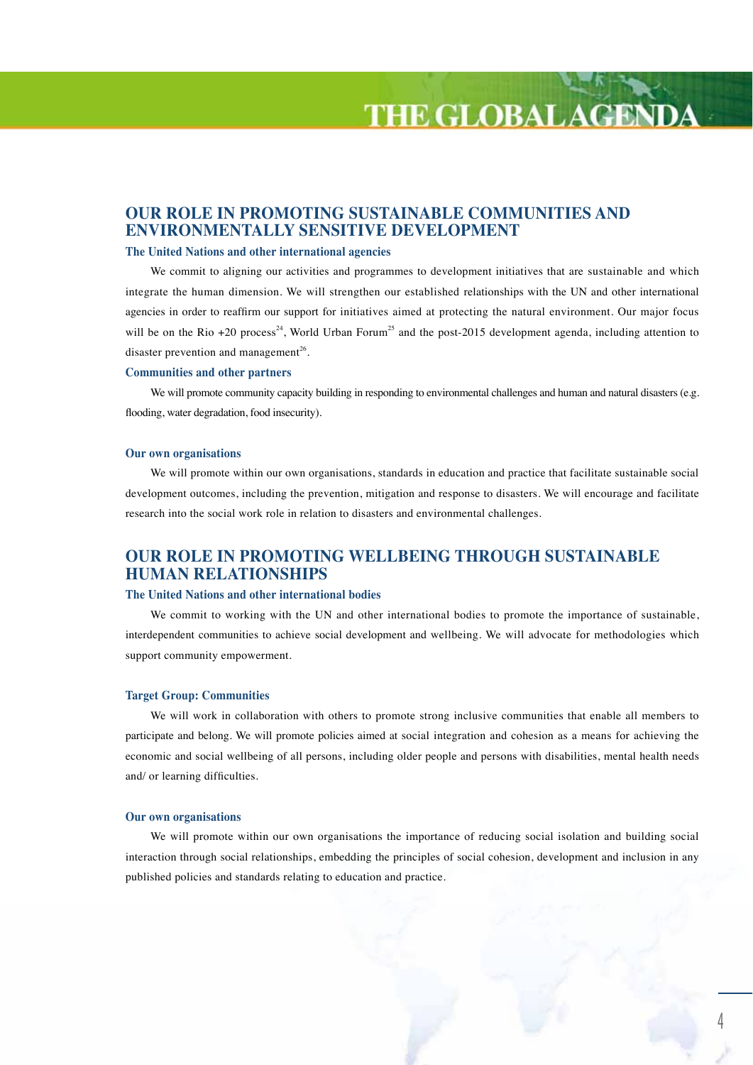## OUR ROLE IN PROMOTING SUSTAINABLE COMMUNITIES AND ENVIRONMENTALLY SENSITIVE DEVELOPMENT

### The United Nations and other international agencies

We commit to aligning our activities and programmes to development initiatives that are sustainable and which integrate the human dimension. We will strengthen our established relationships with the UN and other international agencies in order to reaffirm our support for initiatives aimed at protecting the natural environment. Our major focus will be on the Rio +20 process[24], World Urban Forum[25] and the post-2015 development agenda, including attention to disaster prevention and management[26].

### Communities and other partners

We will promote community capacity building in responding to environmental challenges and human and natural disasters (e.g. flooding, water degradation, food insecurity).

### Our own organisations

We will promote within our own organisations, standards in education and practice that facilitate sustainable social development outcomes, including the prevention, mitigation and response to disasters. We will encourage and facilitate research into the social work role in relation to disasters and environmental challenges.

## OUR ROLE IN PROMOTING WELLBEING THROUGH SUSTAINABLE HUMAN RELATIONSHIPS

### The United Nations and other international bodies

We commit to working with the UN and other international bodies to promote the importance of sustainable, interdependent communities to achieve social development and wellbeing. We will advocate for methodologies which support community empowerment.

### Target Group: Communities

We will work in collaboration with others to promote strong inclusive communities that enable all members to participate and belong. We will promote policies aimed at social integration and cohesion as a means for achieving the economic and social wellbeing of all persons, including older people and persons with disabilities, mental health needs and/ or learning difficulties.

### Our own organisations

We will promote within our own organisations the importance of reducing social isolation and building social interaction through social relationships, embedding the principles of social cohesion, development and inclusion in any published policies and standards relating to education and practice.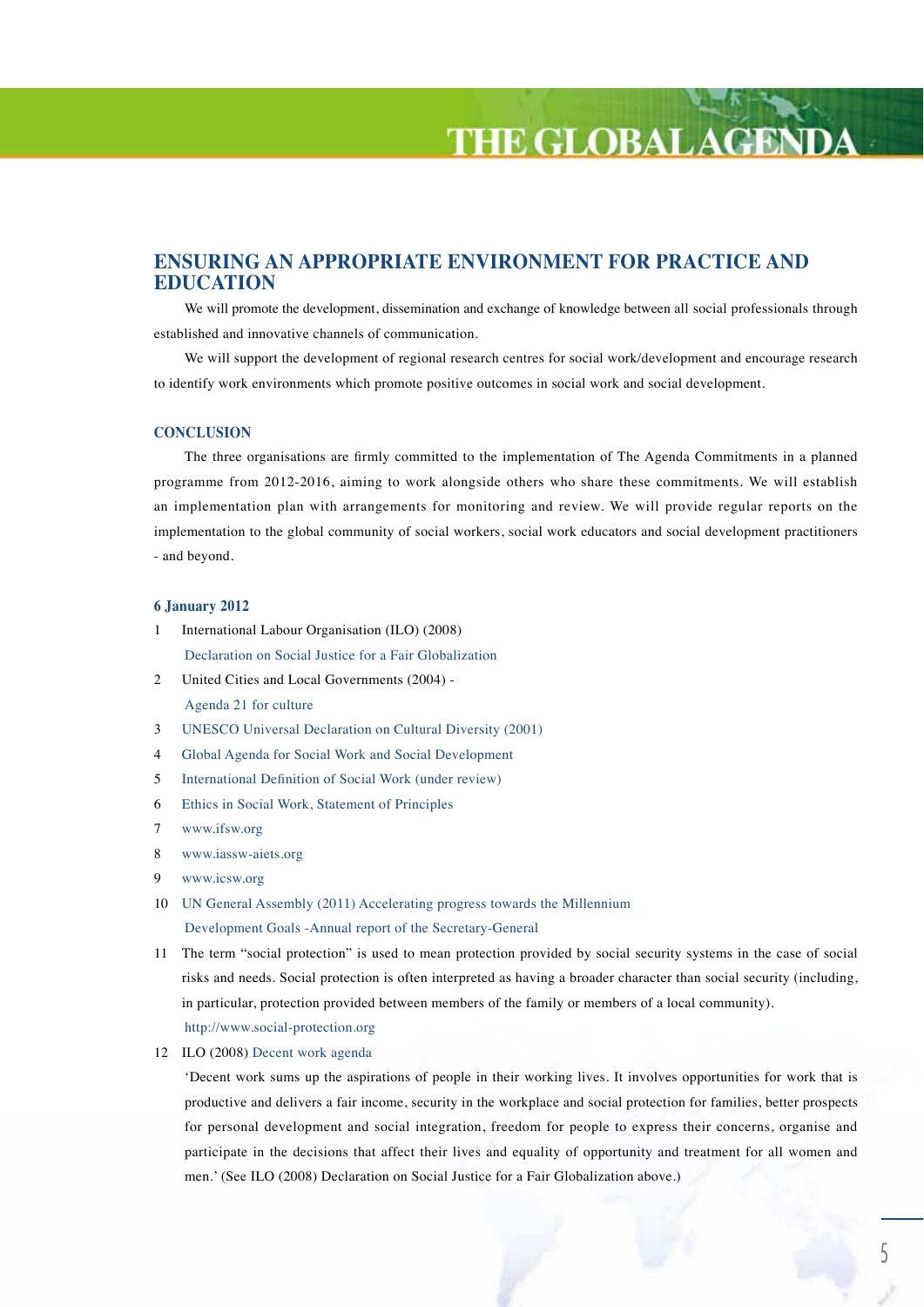## ENSURING AN APPROPRIATE ENVIRONMENT FOR PRACTICE AND EDUCATION

We will promote the development, dissemination and exchange of knowledge between all social professionals through established and innovative channels of communication.

We will support the development of regional research centres for social work/development and encourage research to identify work environments which promote positive outcomes in social work and social development.

### CONCLUSION

The three organisations are firmly committed to the implementation of The Agenda Commitments in a planned programme from 2012-2016, aiming to work alongside others who share these commitments. We will establish an implementation plan with arrangements for monitoring and review. We will provide regular reports on the implementation to the global community of social workers, social work educators and social development practitioners - and beyond.

**6 January 2012**

1 International Labour Organisation (ILO) (2008)
 Declaration on Social Justice for a Fair Globalization

2 United Cities and Local Governments (2004) -
 Agenda 21 for culture

3 UNESCO Universal Declaration on Cultural Diversity (2001)

4 Global Agenda for Social Work and Social Development

5 International Definition of Social Work (under review)

6 Ethics in Social Work, Statement of Principles

7 www.ifsw.org

8 www.iassw-aiets.org

9 www.icsw.org

10 UN General Assembly (2011) Accelerating progress towards the Millennium
 Development Goals -Annual report of the Secretary-General

11 The term "social protection" is used to mean protection provided by social security systems in the case of social risks and needs. Social protection is often interpreted as having a broader character than social security (including, in particular, protection provided between members of the family or members of a local community).
 http://www.social-protection.org

12 ILO (2008) Decent work agenda
 'Decent work sums up the aspirations of people in their working lives. It involves opportunities for work that is productive and delivers a fair income, security in the workplace and social protection for families, better prospects for personal development and social integration, freedom for people to express their concerns, organise and participate in the decisions that affect their lives and equality of opportunity and treatment for all women and men.' (See ILO (2008) Declaration on Social Justice for a Fair Globalization above.)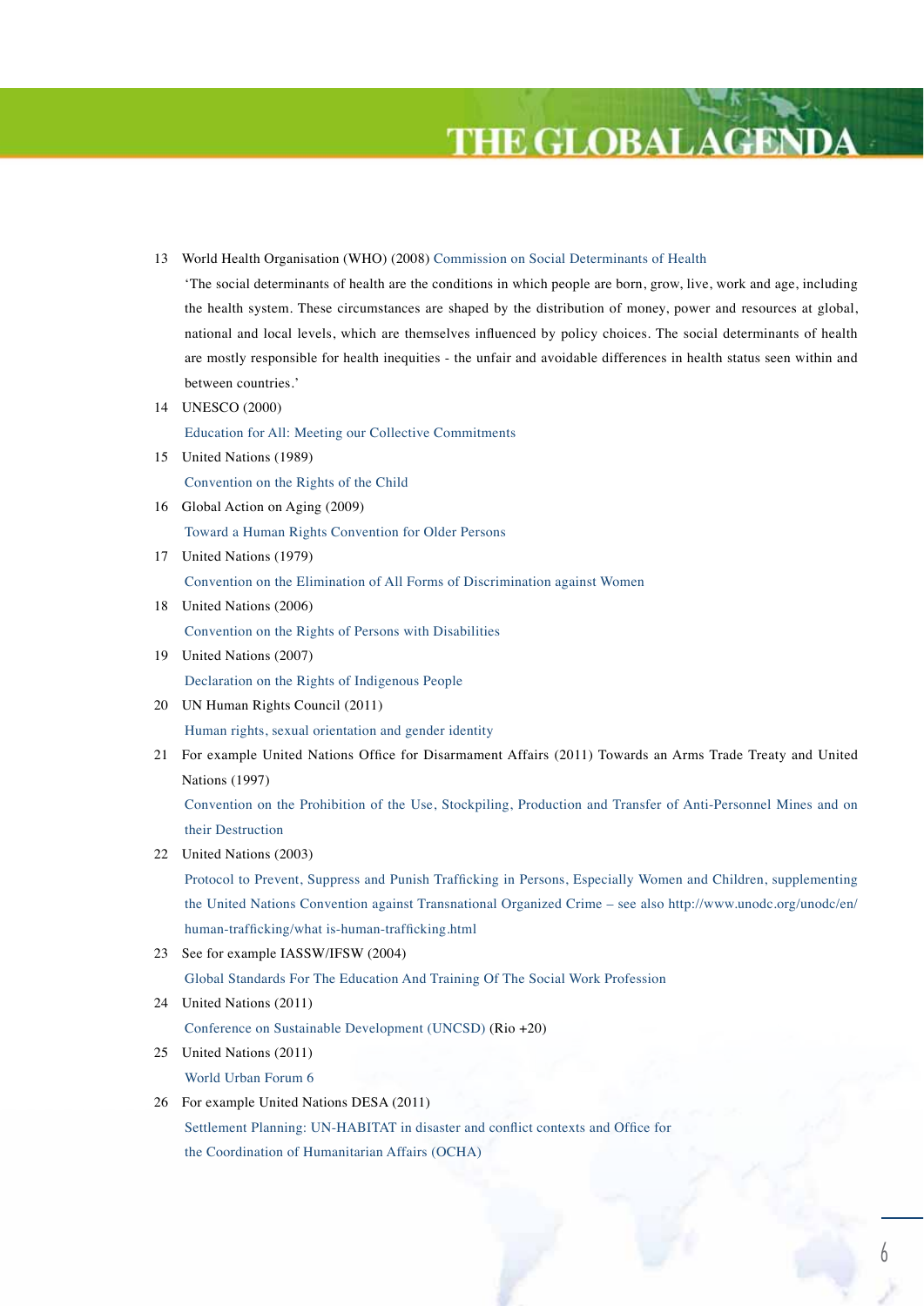13 World Health Organisation (WHO) (2008) Commission on Social Determinants of Health
'The social determinants of health are the conditions in which people are born, grow, live, work and age, including the health system. These circumstances are shaped by the distribution of money, power and resources at global, national and local levels, which are themselves influenced by policy choices. The social determinants of health are mostly responsible for health inequities - the unfair and avoidable differences in health status seen within and between countries.'

14 UNESCO (2000)
Education for All: Meeting our Collective Commitments

15 United Nations (1989)
Convention on the Rights of the Child

16 Global Action on Aging (2009)
Toward a Human Rights Convention for Older Persons

17 United Nations (1979)
Convention on the Elimination of All Forms of Discrimination against Women

18 United Nations (2006)
Convention on the Rights of Persons with Disabilities

19 United Nations (2007)
Declaration on the Rights of Indigenous People

20 UN Human Rights Council (2011)
Human rights, sexual orientation and gender identity

21 For example United Nations Office for Disarmament Affairs (2011) Towards an Arms Trade Treaty and United Nations (1997)
Convention on the Prohibition of the Use, Stockpiling, Production and Transfer of Anti-Personnel Mines and on their Destruction

22 United Nations (2003)
Protocol to Prevent, Suppress and Punish Trafficking in Persons, Especially Women and Children, supplementing the United Nations Convention against Transnational Organized Crime – see also http://www.unodc.org/unodc/en/human-trafficking/what is-human-trafficking.html

23 See for example IASSW/IFSW (2004)
Global Standards For The Education And Training Of The Social Work Profession

24 United Nations (2011)
Conference on Sustainable Development (UNCSD) (Rio +20)

25 United Nations (2011)
World Urban Forum 6

26 For example United Nations DESA (2011)
Settlement Planning: UN-HABITAT in disaster and conflict contexts and Office for the Coordination of Humanitarian Affairs (OCHA)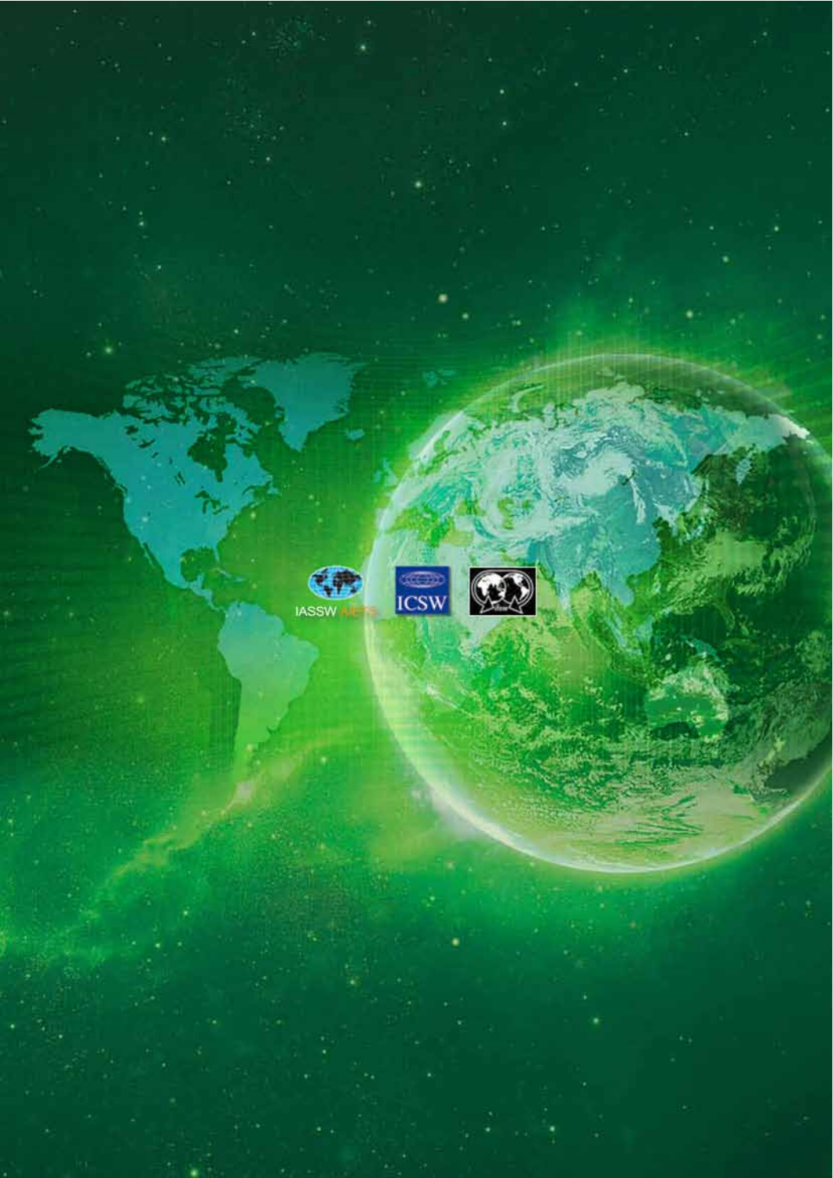IASSW AIETS

ICSW